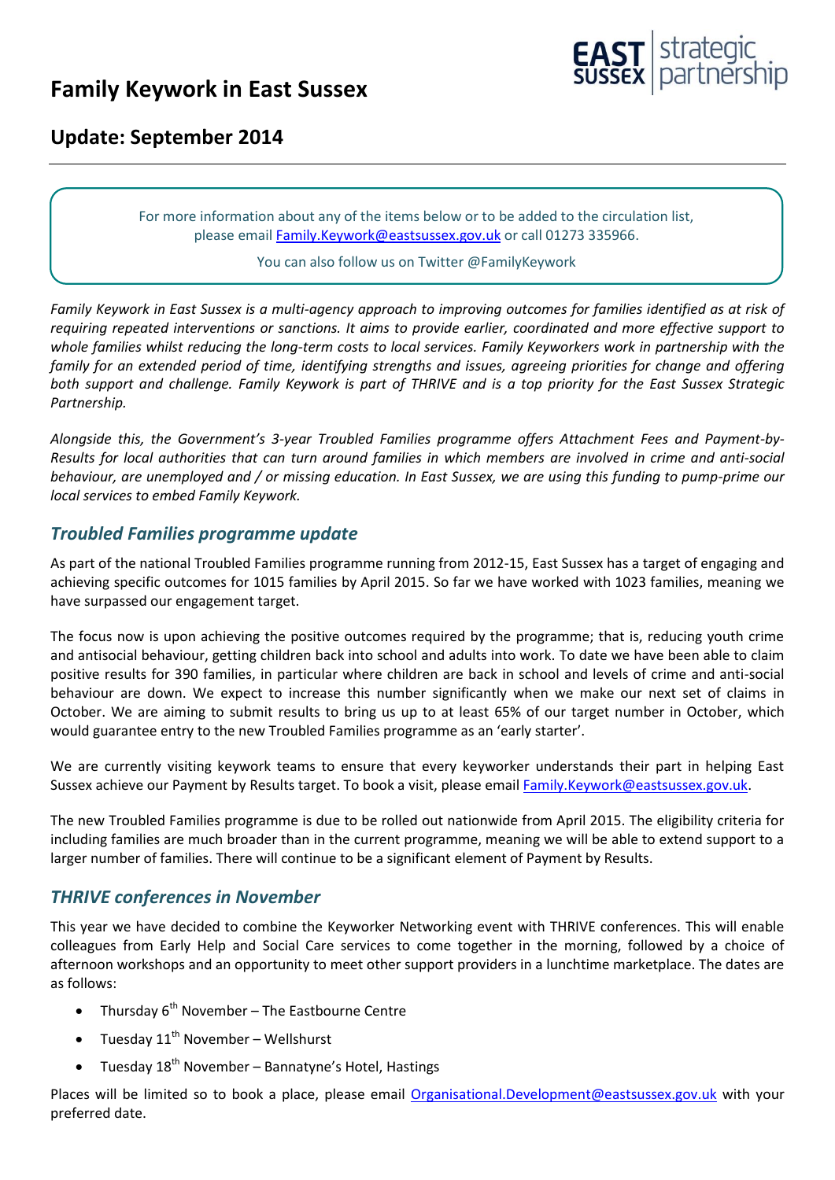# Family Keywork in East Sussex

EAST SUSSEX strategic partnership

## Update: September 2014

For more information about any of the items below or to be added to the circulation list, please email Family.Keywork@eastsussex.gov.uk or call 01273 335966.

You can also follow us on Twitter @FamilyKeywork

*Family Keywork in East Sussex is a multi-agency approach to improving outcomes for families identified as at risk of requiring repeated interventions or sanctions. It aims to provide earlier, coordinated and more effective support to whole families whilst reducing the long-term costs to local services. Family Keyworkers work in partnership with the family for an extended period of time, identifying strengths and issues, agreeing priorities for change and offering both support and challenge. Family Keywork is part of THRIVE and is a top priority for the East Sussex Strategic Partnership.*

*Alongside this, the Government's 3-year Troubled Families programme offers Attachment Fees and Payment-by-Results for local authorities that can turn around families in which members are involved in crime and anti-social behaviour, are unemployed and / or missing education. In East Sussex, we are using this funding to pump-prime our local services to embed Family Keywork.*

### *Troubled Families programme update*

As part of the national Troubled Families programme running from 2012-15, East Sussex has a target of engaging and achieving specific outcomes for 1015 families by April 2015. So far we have worked with 1023 families, meaning we have surpassed our engagement target.

The focus now is upon achieving the positive outcomes required by the programme; that is, reducing youth crime and antisocial behaviour, getting children back into school and adults into work. To date we have been able to claim positive results for 390 families, in particular where children are back in school and levels of crime and anti-social behaviour are down. We expect to increase this number significantly when we make our next set of claims in October. We are aiming to submit results to bring us up to at least 65% of our target number in October, which would guarantee entry to the new Troubled Families programme as an 'early starter'.

We are currently visiting keywork teams to ensure that every keyworker understands their part in helping East Sussex achieve our Payment by Results target. To book a visit, please email Family.Keywork@eastsussex.gov.uk.

The new Troubled Families programme is due to be rolled out nationwide from April 2015. The eligibility criteria for including families are much broader than in the current programme, meaning we will be able to extend support to a larger number of families. There will continue to be a significant element of Payment by Results.

### *THRIVE conferences in November*

This year we have decided to combine the Keyworker Networking event with THRIVE conferences. This will enable colleagues from Early Help and Social Care services to come together in the morning, followed by a choice of afternoon workshops and an opportunity to meet other support providers in a lunchtime marketplace. The dates are as follows:

- Thursday 6th November – The Eastbourne Centre
- Tuesday 11th November – Wellshurst
- Tuesday 18th November – Bannatyne's Hotel, Hastings

Places will be limited so to book a place, please email Organisational.Development@eastsussex.gov.uk with your preferred date.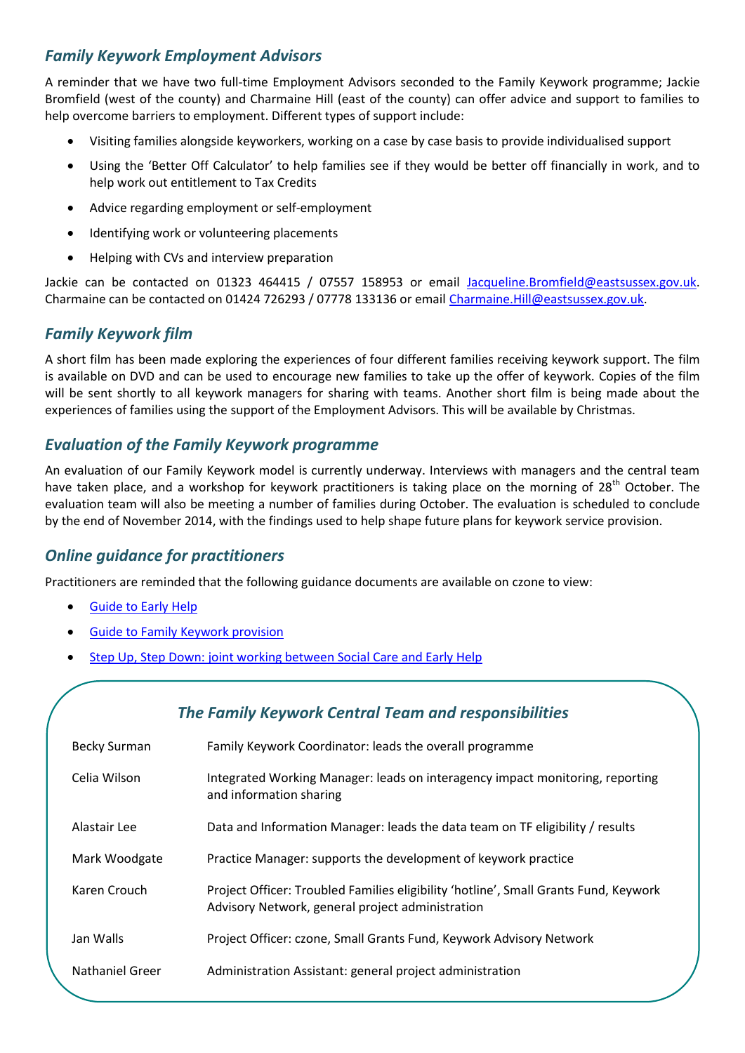## *Family Keywork Employment Advisors*

A reminder that we have two full-time Employment Advisors seconded to the Family Keywork programme; Jackie Bromfield (west of the county) and Charmaine Hill (east of the county) can offer advice and support to families to help overcome barriers to employment. Different types of support include:

- Visiting families alongside keyworkers, working on a case by case basis to provide individualised support
- Using the 'Better Off Calculator' to help families see if they would be better off financially in work, and to help work out entitlement to Tax Credits
- Advice regarding employment or self-employment
- Identifying work or volunteering placements
- Helping with CVs and interview preparation

Jackie can be contacted on 01323 464415 / 07557 158953 or email Jacqueline.Bromfield@eastsussex.gov.uk. Charmaine can be contacted on 01424 726293 / 07778 133136 or email Charmaine.Hill@eastsussex.gov.uk.

## *Family Keywork film*

A short film has been made exploring the experiences of four different families receiving keywork support. The film is available on DVD and can be used to encourage new families to take up the offer of keywork. Copies of the film will be sent shortly to all keywork managers for sharing with teams. Another short film is being made about the experiences of families using the support of the Employment Advisors. This will be available by Christmas.

## *Evaluation of the Family Keywork programme*

An evaluation of our Family Keywork model is currently underway. Interviews with managers and the central team have taken place, and a workshop for keywork practitioners is taking place on the morning of 28th October. The evaluation team will also be meeting a number of families during October. The evaluation is scheduled to conclude by the end of November 2014, with the findings used to help shape future plans for keywork service provision.

## *Online guidance for practitioners*

Practitioners are reminded that the following guidance documents are available on czone to view:

- Guide to Early Help
- Guide to Family Keywork provision
- Step Up, Step Down: joint working between Social Care and Early Help

## *The Family Keywork Central Team and responsibilities*

| | |
|---|---|
| Becky Surman | Family Keywork Coordinator: leads the overall programme |
| Celia Wilson | Integrated Working Manager: leads on interagency impact monitoring, reporting and information sharing |
| Alastair Lee | Data and Information Manager: leads the data team on TF eligibility / results |
| Mark Woodgate | Practice Manager: supports the development of keywork practice |
| Karen Crouch | Project Officer: Troubled Families eligibility 'hotline', Small Grants Fund, Keywork Advisory Network, general project administration |
| Jan Walls | Project Officer: czone, Small Grants Fund, Keywork Advisory Network |
| Nathaniel Greer | Administration Assistant: general project administration |